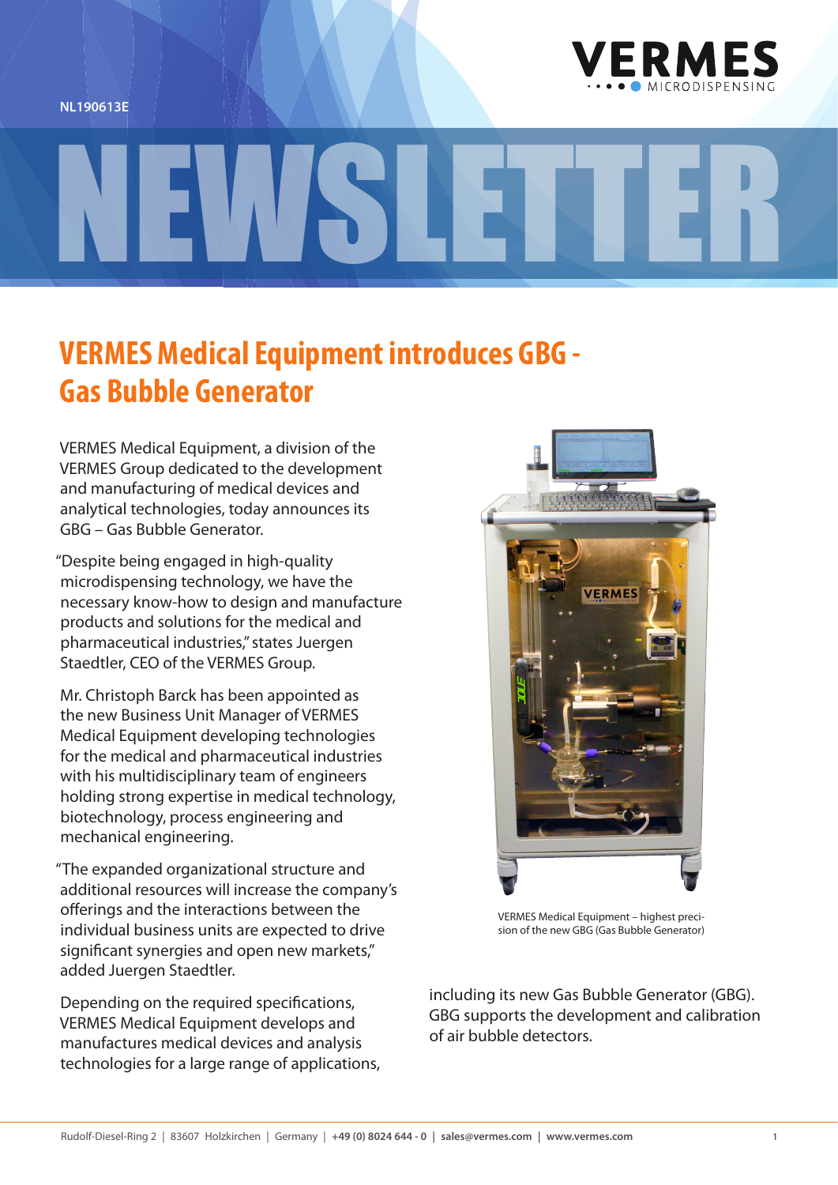NL190613E

# NEWSLETTER

## VERMES Medical Equipment introduces GBG - Gas Bubble Generator

VERMES Medical Equipment, a division of the VERMES Group dedicated to the development and manufacturing of medical devices and analytical technologies, today announces its GBG – Gas Bubble Generator.

"Despite being engaged in high-quality microdispensing technology, we have the necessary know-how to design and manufacture products and solutions for the medical and pharmaceutical industries," states Juergen Staedtler, CEO of the VERMES Group.

Mr. Christoph Barck has been appointed as the new Business Unit Manager of VERMES Medical Equipment developing technologies for the medical and pharmaceutical industries with his multidisciplinary team of engineers holding strong expertise in medical technology, biotechnology, process engineering and mechanical engineering.

"The expanded organizational structure and additional resources will increase the company's offerings and the interactions between the individual business units are expected to drive significant synergies and open new markets," added Juergen Staedtler.

Depending on the required specifications, VERMES Medical Equipment develops and manufactures medical devices and analysis technologies for a large range of applications, including its new Gas Bubble Generator (GBG). GBG supports the development and calibration of air bubble detectors.

VERMES Medical Equipment – highest precision of the new GBG (Gas Bubble Generator)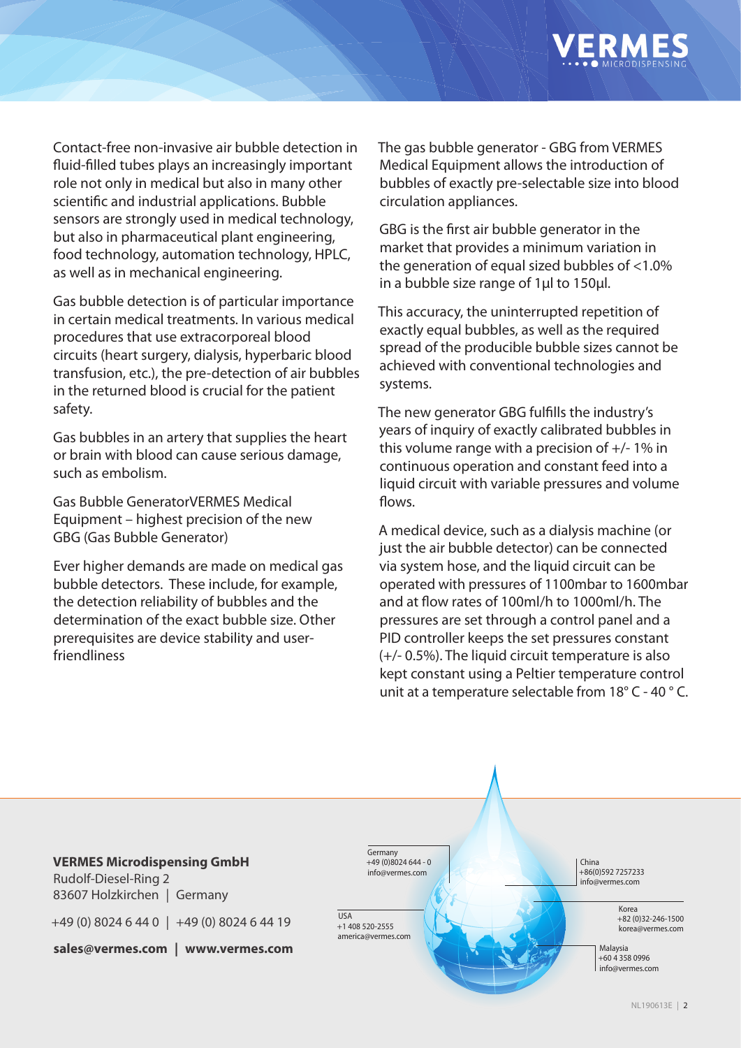Contact-free non-invasive air bubble detection in fluid-filled tubes plays an increasingly important role not only in medical but also in many other scientific and industrial applications. Bubble sensors are strongly used in medical technology, but also in pharmaceutical plant engineering, food technology, automation technology, HPLC, as well as in mechanical engineering.

Gas bubble detection is of particular importance in certain medical treatments. In various medical procedures that use extracorporeal blood circuits (heart surgery, dialysis, hyperbaric blood transfusion, etc.), the pre-detection of air bubbles in the returned blood is crucial for the patient safety.

Gas bubbles in an artery that supplies the heart or brain with blood can cause serious damage, such as embolism.

Gas Bubble GeneratorVERMES Medical Equipment – highest precision of the new GBG (Gas Bubble Generator)

Ever higher demands are made on medical gas bubble detectors. These include, for example, the detection reliability of bubbles and the determination of the exact bubble size. Other prerequisites are device stability and user-friendliness

The gas bubble generator - GBG from VERMES Medical Equipment allows the introduction of bubbles of exactly pre-selectable size into blood circulation appliances.

GBG is the first air bubble generator in the market that provides a minimum variation in the generation of equal sized bubbles of <1.0% in a bubble size range of 1µl to 150µl.

This accuracy, the uninterrupted repetition of exactly equal bubbles, as well as the required spread of the producible bubble sizes cannot be achieved with conventional technologies and systems.

The new generator GBG fulfills the industry's years of inquiry of exactly calibrated bubbles in this volume range with a precision of +/- 1% in continuous operation and constant feed into a liquid circuit with variable pressures and volume flows.

A medical device, such as a dialysis machine (or just the air bubble detector) can be connected via system hose, and the liquid circuit can be operated with pressures of 1100mbar to 1600mbar and at flow rates of 100ml/h to 1000ml/h. The pressures are set through a control panel and a PID controller keeps the set pressures constant (+/- 0.5%). The liquid circuit temperature is also kept constant using a Peltier temperature control unit at a temperature selectable from 18° C - 40 ° C.

**VERMES Microdispensing GmbH**
Rudolf-Diesel-Ring 2
83607 Holzkirchen | Germany

+49 (0) 8024 6 44 0 | +49 (0) 8024 6 44 19

**sales@vermes.com | www.vermes.com**

Germany
+49 (0)8024 644 - 0
info@vermes.com

USA
+1 408 520-2555
america@vermes.com

China
+86(0)592 7257233
info@vermes.com

Korea
+82 (0)32-246-1500
korea@vermes.com

Malaysia
+60 4 358 0996
info@vermes.com

NL190613E